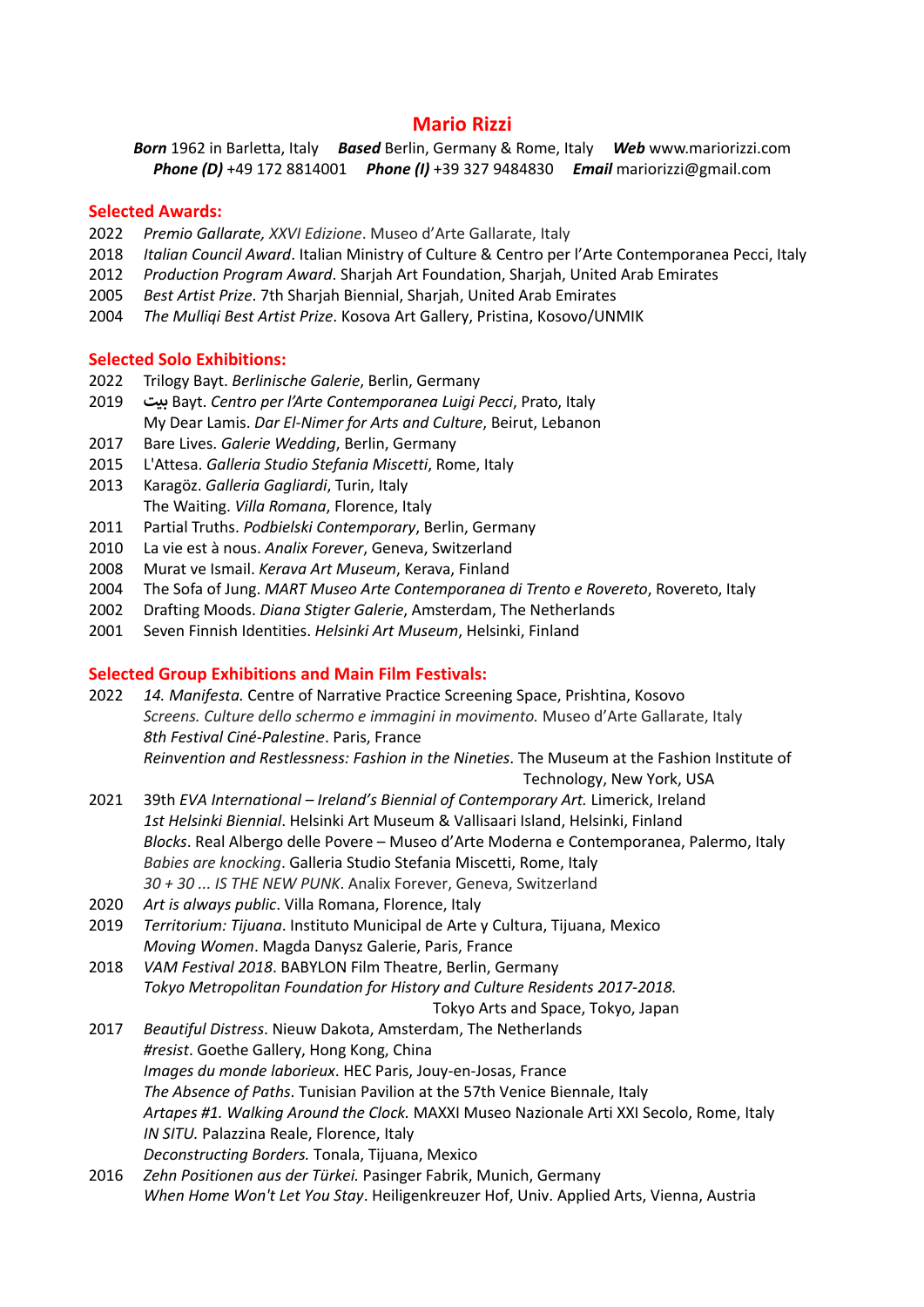# Mario Rizzi

***Born*** 1962 in Barletta, Italy ***Based*** Berlin, Germany & Rome, Italy ***Web*** www.mariorizzi.com
***Phone (D)*** +49 172 8814001 ***Phone (I)*** +39 327 9484830 ***Email*** mariorizzi@gmail.com

## Selected Awards:

2022 *Premio Gallarate, XXVI Edizione*. Museo d'Arte Gallarate, Italy
2018 *Italian Council Award*. Italian Ministry of Culture & Centro per l'Arte Contemporanea Pecci, Italy
2012 *Production Program Award*. Sharjah Art Foundation, Sharjah, United Arab Emirates
2005 *Best Artist Prize*. 7th Sharjah Biennial, Sharjah, United Arab Emirates
2004 *The Mulliqi Best Artist Prize*. Kosova Art Gallery, Pristina, Kosovo/UNMIK

## Selected Solo Exhibitions:

2022 Trilogy Bayt. *Berlinische Galerie*, Berlin, Germany
2019 بيت Bayt. *Centro per l'Arte Contemporanea Luigi Pecci*, Prato, Italy
My Dear Lamis. *Dar El-Nimer for Arts and Culture*, Beirut, Lebanon
2017 Bare Lives. *Galerie Wedding*, Berlin, Germany
2015 L'Attesa. *Galleria Studio Stefania Miscetti*, Rome, Italy
2013 Karagöz. *Galleria Gagliardi*, Turin, Italy
The Waiting. *Villa Romana*, Florence, Italy
2011 Partial Truths. *Podbielski Contemporary*, Berlin, Germany
2010 La vie est à nous. *Analix Forever*, Geneva, Switzerland
2008 Murat ve Ismail. *Kerava Art Museum*, Kerava, Finland
2004 The Sofa of Jung. *MART Museo Arte Contemporanea di Trento e Rovereto*, Rovereto, Italy
2002 Drafting Moods. *Diana Stigter Galerie*, Amsterdam, The Netherlands
2001 Seven Finnish Identities. *Helsinki Art Museum*, Helsinki, Finland

## Selected Group Exhibitions and Main Film Festivals:

2022 *14. Manifesta.* Centre of Narrative Practice Screening Space, Prishtina, Kosovo
*Screens. Culture dello schermo e immagini in movimento.* Museo d'Arte Gallarate, Italy
*8th Festival Ciné-Palestine*. Paris, France
*Reinvention and Restlessness: Fashion in the Nineties*. The Museum at the Fashion Institute of Technology, New York, USA
2021 39th *EVA International – Ireland's Biennial of Contemporary Art.* Limerick, Ireland
*1st Helsinki Biennial*. Helsinki Art Museum & Vallisaari Island, Helsinki, Finland
*Blocks*. Real Albergo delle Povere – Museo d'Arte Moderna e Contemporanea, Palermo, Italy
*Babies are knocking*. Galleria Studio Stefania Miscetti, Rome, Italy
*30 + 30 ... IS THE NEW PUNK*. Analix Forever, Geneva, Switzerland
2020 *Art is always public*. Villa Romana, Florence, Italy
2019 *Territorium: Tijuana*. Instituto Municipal de Arte y Cultura, Tijuana, Mexico
*Moving Women*. Magda Danysz Galerie, Paris, France
2018 *VAM Festival 2018*. BABYLON Film Theatre, Berlin, Germany
*Tokyo Metropolitan Foundation for History and Culture Residents 2017-2018.* Tokyo Arts and Space, Tokyo, Japan
2017 *Beautiful Distress*. Nieuw Dakota, Amsterdam, The Netherlands
*#resist*. Goethe Gallery, Hong Kong, China
*Images du monde laborieux*. HEC Paris, Jouy-en-Josas, France
*The Absence of Paths*. Tunisian Pavilion at the 57th Venice Biennale, Italy
*Artapes #1. Walking Around the Clock.* MAXXI Museo Nazionale Arti XXI Secolo, Rome, Italy
*IN SITU.* Palazzina Reale, Florence, Italy
*Deconstructing Borders.* Tonala, Tijuana, Mexico
2016 *Zehn Positionen aus der Türkei.* Pasinger Fabrik, Munich, Germany
*When Home Won't Let You Stay*. Heiligenkreuzer Hof, Univ. Applied Arts, Vienna, Austria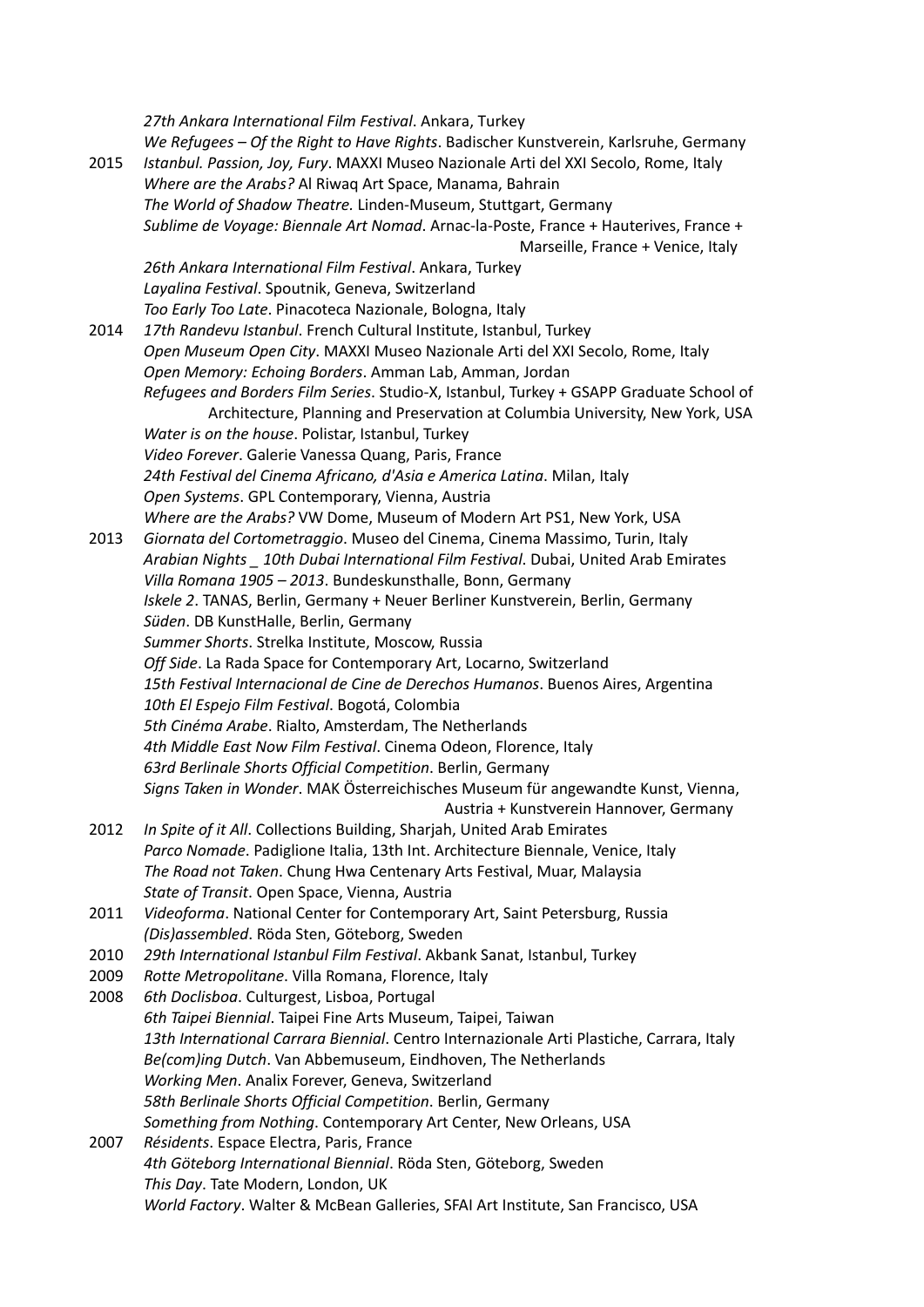*27th Ankara International Film Festival*. Ankara, Turkey
*We Refugees – Of the Right to Have Rights*. Badischer Kunstverein, Karlsruhe, Germany

2015 *Istanbul. Passion, Joy, Fury*. MAXXI Museo Nazionale Arti del XXI Secolo, Rome, Italy
*Where are the Arabs?* Al Riwaq Art Space, Manama, Bahrain
*The World of Shadow Theatre.* Linden-Museum, Stuttgart, Germany
*Sublime de Voyage: Biennale Art Nomad*. Arnac-la-Poste, France + Hauterives, France + Marseille, France + Venice, Italy
*26th Ankara International Film Festival*. Ankara, Turkey
*Layalina Festival*. Spoutnik, Geneva, Switzerland
*Too Early Too Late*. Pinacoteca Nazionale, Bologna, Italy

2014 *17th Randevu Istanbul*. French Cultural Institute, Istanbul, Turkey
*Open Museum Open City*. MAXXI Museo Nazionale Arti del XXI Secolo, Rome, Italy
*Open Memory: Echoing Borders*. Amman Lab, Amman, Jordan
*Refugees and Borders Film Series*. Studio-X, Istanbul, Turkey + GSAPP Graduate School of Architecture, Planning and Preservation at Columbia University, New York, USA
*Water is on the house*. Polistar, Istanbul, Turkey
*Video Forever*. Galerie Vanessa Quang, Paris, France
*24th Festival del Cinema Africano, d'Asia e America Latina*. Milan, Italy
*Open Systems*. GPL Contemporary, Vienna, Austria
*Where are the Arabs?* VW Dome, Museum of Modern Art PS1, New York, USA

2013 *Giornata del Cortometraggio*. Museo del Cinema, Cinema Massimo, Turin, Italy
*Arabian Nights _ 10th Dubai International Film Festival*. Dubai, United Arab Emirates
*Villa Romana 1905 – 2013*. Bundeskunsthalle, Bonn, Germany
*Iskele 2*. TANAS, Berlin, Germany + Neuer Berliner Kunstverein, Berlin, Germany
*Süden*. DB KunstHalle, Berlin, Germany
*Summer Shorts*. Strelka Institute, Moscow, Russia
*Off Side*. La Rada Space for Contemporary Art, Locarno, Switzerland
*15th Festival Internacional de Cine de Derechos Humanos*. Buenos Aires, Argentina
*10th El Espejo Film Festival*. Bogotá, Colombia
*5th Cinéma Arabe*. Rialto, Amsterdam, The Netherlands
*4th Middle East Now Film Festival*. Cinema Odeon, Florence, Italy
*63rd Berlinale Shorts Official Competition*. Berlin, Germany
*Signs Taken in Wonder*. MAK Österreichisches Museum für angewandte Kunst, Vienna, Austria + Kunstverein Hannover, Germany

2012 *In Spite of it All*. Collections Building, Sharjah, United Arab Emirates
*Parco Nomade*. Padiglione Italia, 13th Int. Architecture Biennale, Venice, Italy
*The Road not Taken*. Chung Hwa Centenary Arts Festival, Muar, Malaysia
*State of Transit*. Open Space, Vienna, Austria

2011 *Videoforma*. National Center for Contemporary Art, Saint Petersburg, Russia
*(Dis)assembled*. Röda Sten, Göteborg, Sweden

2010 *29th International Istanbul Film Festival*. Akbank Sanat, Istanbul, Turkey

2009 *Rotte Metropolitane*. Villa Romana, Florence, Italy

2008 *6th Doclisboa*. Culturgest, Lisboa, Portugal
*6th Taipei Biennial*. Taipei Fine Arts Museum, Taipei, Taiwan
*13th International Carrara Biennial*. Centro Internazionale Arti Plastiche, Carrara, Italy
*Be(com)ing Dutch*. Van Abbemuseum, Eindhoven, The Netherlands
*Working Men*. Analix Forever, Geneva, Switzerland
*58th Berlinale Shorts Official Competition*. Berlin, Germany
*Something from Nothing*. Contemporary Art Center, New Orleans, USA

2007 *Résidents*. Espace Electra, Paris, France
*4th Göteborg International Biennial*. Röda Sten, Göteborg, Sweden
*This Day*. Tate Modern, London, UK
*World Factory*. Walter & McBean Galleries, SFAI Art Institute, San Francisco, USA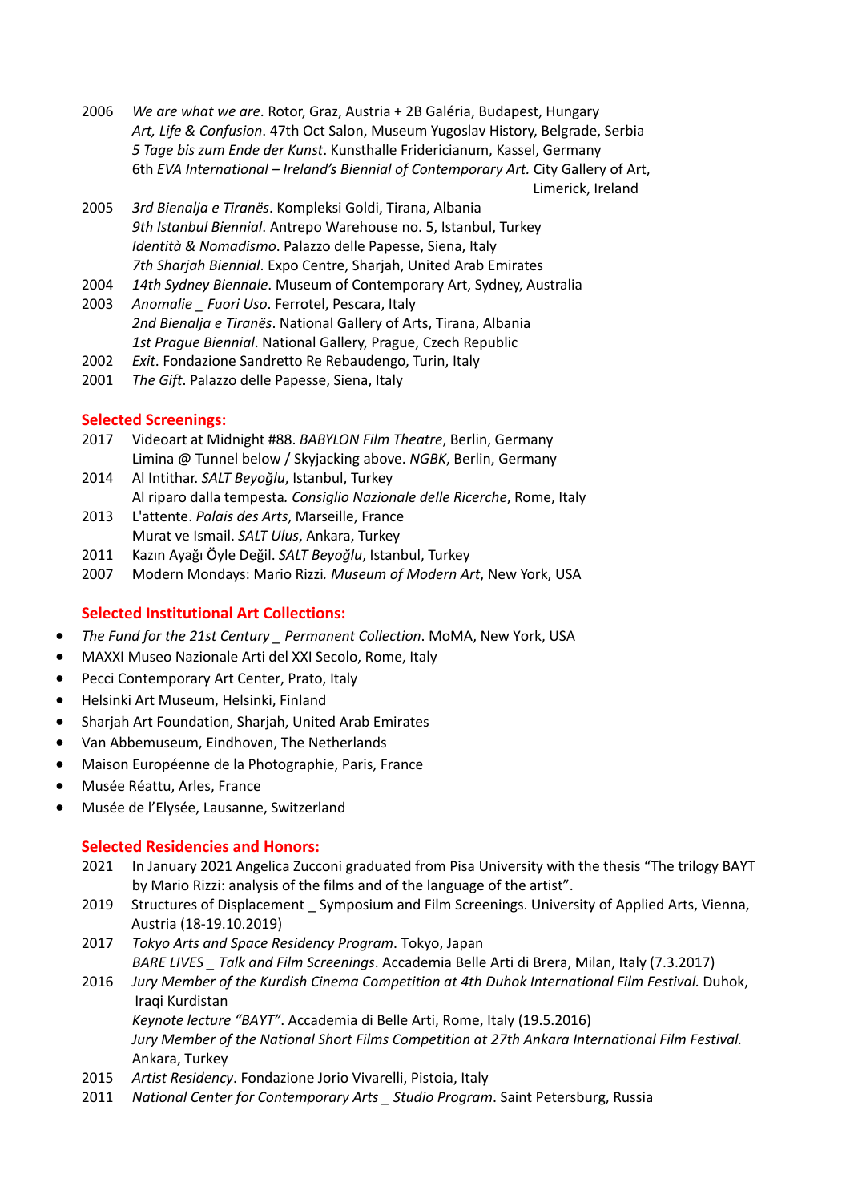2006 *We are what we are*. Rotor, Graz, Austria + 2B Galéria, Budapest, Hungary
*Art, Life & Confusion*. 47th Oct Salon, Museum Yugoslav History, Belgrade, Serbia
*5 Tage bis zum Ende der Kunst*. Kunsthalle Fridericianum, Kassel, Germany
6th *EVA International – Ireland's Biennial of Contemporary Art.* City Gallery of Art, Limerick, Ireland

2005 *3rd Bienalja e Tiranës*. Kompleksi Goldi, Tirana, Albania
*9th Istanbul Biennial*. Antrepo Warehouse no. 5, Istanbul, Turkey
*Identità & Nomadismo*. Palazzo delle Papesse, Siena, Italy
*7th Sharjah Biennial*. Expo Centre, Sharjah, United Arab Emirates

2004 *14th Sydney Biennale*. Museum of Contemporary Art, Sydney, Australia

2003 *Anomalie _ Fuori Uso*. Ferrotel, Pescara, Italy
*2nd Bienalja e Tiranës*. National Gallery of Arts, Tirana, Albania
*1st Prague Biennial*. National Gallery, Prague, Czech Republic

2002 *Exit*. Fondazione Sandretto Re Rebaudengo, Turin, Italy

2001 *The Gift*. Palazzo delle Papesse, Siena, Italy

## Selected Screenings:

2017 Videoart at Midnight #88. *BABYLON Film Theatre*, Berlin, Germany
Limina @ Tunnel below / Skyjacking above. *NGBK*, Berlin, Germany

2014 Al Intithar. *SALT Beyoğlu*, Istanbul, Turkey
Al riparo dalla tempesta*. Consiglio Nazionale delle Ricerche*, Rome, Italy

2013 L'attente. *Palais des Arts*, Marseille, France
Murat ve Ismail. *SALT Ulus*, Ankara, Turkey

2011 Kazın Ayağı Öyle Değil. *SALT Beyoğlu*, Istanbul, Turkey

2007 Modern Mondays: Mario Rizzi*. Museum of Modern Art*, New York, USA

## Selected Institutional Art Collections:

- *The Fund for the 21st Century _ Permanent Collection*. MoMA, New York, USA
- MAXXI Museo Nazionale Arti del XXI Secolo, Rome, Italy
- Pecci Contemporary Art Center, Prato, Italy
- Helsinki Art Museum, Helsinki, Finland
- Sharjah Art Foundation, Sharjah, United Arab Emirates
- Van Abbemuseum, Eindhoven, The Netherlands
- Maison Européenne de la Photographie, Paris, France
- Musée Réattu, Arles, France
- Musée de l'Elysée, Lausanne, Switzerland

## Selected Residencies and Honors:

2021 In January 2021 Angelica Zucconi graduated from Pisa University with the thesis "The trilogy BAYT by Mario Rizzi: analysis of the films and of the language of the artist".

2019 Structures of Displacement _ Symposium and Film Screenings. University of Applied Arts, Vienna, Austria (18-19.10.2019)

2017 *Tokyo Arts and Space Residency Program*. Tokyo, Japan
*BARE LIVES _ Talk and Film Screenings*. Accademia Belle Arti di Brera, Milan, Italy (7.3.2017)

2016 *Jury Member of the Kurdish Cinema Competition at 4th Duhok International Film Festival.* Duhok, Iraqi Kurdistan
*Keynote lecture "BAYT"*. Accademia di Belle Arti, Rome, Italy (19.5.2016)
*Jury Member of the National Short Films Competition at 27th Ankara International Film Festival.* Ankara, Turkey

2015 *Artist Residency*. Fondazione Jorio Vivarelli, Pistoia, Italy

2011 *National Center for Contemporary Arts _ Studio Program*. Saint Petersburg, Russia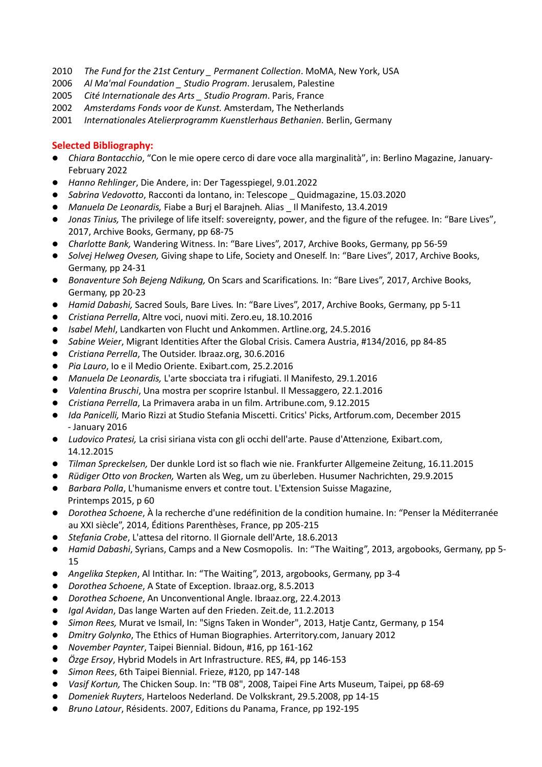2010 *The Fund for the 21st Century _ Permanent Collection*. MoMA, New York, USA
2006 *Al Ma'mal Foundation _ Studio Program*. Jerusalem, Palestine
2005 *Cité Internationale des Arts _ Studio Program*. Paris, France
2002 *Amsterdams Fonds voor de Kunst.* Amsterdam, The Netherlands
2001 *Internationales Atelierprogramm Kuenstlerhaus Bethanien*. Berlin, Germany

## Selected Bibliography:

- *Chiara Bontacchio*, "Con le mie opere cerco di dare voce alla marginalità", in: Berlino Magazine, January-February 2022
- *Hanno Rehlinger*, Die Andere, in: Der Tagesspiegel, 9.01.2022
- *Sabrina Vedovotto*, Racconti da lontano, in: Telescope _ Quidmagazine, 15.03.2020
- *Manuela De Leonardis,* Fiabe a Burj el Barajneh*.* Alias _ Il Manifesto, 13.4.2019
- *Jonas Tinius,* The privilege of life itself: sovereignty, power, and the figure of the refugee*.* In: "Bare Lives", 2017, Archive Books, Germany, pp 68-75
- *Charlotte Bank,* Wandering Witness. In: "Bare Lives", 2017, Archive Books, Germany, pp 56-59
- *Solvej Helweg Ovesen,* Giving shape to Life, Society and Oneself*.* In: "Bare Lives", 2017, Archive Books, Germany, pp 24-31
- *Bonaventure Soh Bejeng Ndikung,* On Scars and Scarifications*.* In: "Bare Lives", 2017, Archive Books, Germany, pp 20-23
- *Hamid Dabashi,* Sacred Souls, Bare Lives*.* In: "Bare Lives", 2017, Archive Books, Germany, pp 5-11
- *Cristiana Perrella*, Altre voci, nuovi miti. Zero.eu, 18.10.2016
- *Isabel Mehl*, Landkarten von Flucht und Ankommen. Artline.org, 24.5.2016
- *Sabine Weier*, Migrant Identities After the Global Crisis. Camera Austria, #134/2016, pp 84-85
- *Cristiana Perrella*, The Outsider. Ibraaz.org, 30.6.2016
- *Pia Lauro*, Io e il Medio Oriente. Exibart.com, 25.2.2016
- *Manuela De Leonardis,* L'arte sbocciata tra i rifugiati. Il Manifesto, 29.1.2016
- *Valentina Bruschi*, Una mostra per scoprire Istanbul. Il Messaggero, 22.1.2016
- *Cristiana Perrella*, La Primavera araba in un film. Artribune.com, 9.12.2015
- *Ida Panicelli,* Mario Rizzi at Studio Stefania Miscetti. Critics' Picks, Artforum.com, December 2015 - January 2016
- *Ludovico Pratesi,* La crisi siriana vista con gli occhi dell'arte. Pause d'Attenzione*,* Exibart.com, 14.12.2015
- *Tilman Spreckelsen,* Der dunkle Lord ist so flach wie nie. Frankfurter Allgemeine Zeitung, 16.11.2015
- *Rüdiger Otto von Brocken,* Warten als Weg, um zu überleben. Husumer Nachrichten, 29.9.2015
- *Barbara Polla*, L'humanisme envers et contre tout. L'Extension Suisse Magazine, Printemps 2015, p 60
- *Dorothea Schoene*, À la recherche d'une redéfinition de la condition humaine. In: "Penser la Méditerranée au XXI siècle", 2014, Éditions Parenthèses, France, pp 205-215
- *Stefania Crobe*, L'attesa del ritorno. Il Giornale dell'Arte, 18.6.2013
- *Hamid Dabashi*, Syrians, Camps and a New Cosmopolis. In: "The Waiting", 2013, argobooks, Germany, pp 5-15
- *Angelika Stepken*, Al Intithar. In: "The Waiting", 2013, argobooks, Germany, pp 3-4
- *Dorothea Schoene*, A State of Exception. Ibraaz.org, 8.5.2013
- *Dorothea Schoene*, An Unconventional Angle. Ibraaz.org, 22.4.2013
- *Igal Avidan*, Das lange Warten auf den Frieden. Zeit.de, 11.2.2013
- *Simon Rees,* Murat ve Ismail, In: "Signs Taken in Wonder", 2013, Hatje Cantz, Germany, p 154
- *Dmitry Golynko*, The Ethics of Human Biographies. Arterritory.com, January 2012
- *November Paynter*, Taipei Biennial. Bidoun, #16, pp 161-162
- *Özge Ersoy*, Hybrid Models in Art Infrastructure. RES, #4, pp 146-153
- *Simon Rees*, 6th Taipei Biennial. Frieze, #120, pp 147-148
- *Vasif Kortun,* The Chicken Soup. In: "TB 08", 2008, Taipei Fine Arts Museum, Taipei, pp 68-69
- *Domeniek Ruyters*, Harteloos Nederland. De Volkskrant, 29.5.2008, pp 14-15
- *Bruno Latour*, Résidents. 2007, Editions du Panama, France, pp 192-195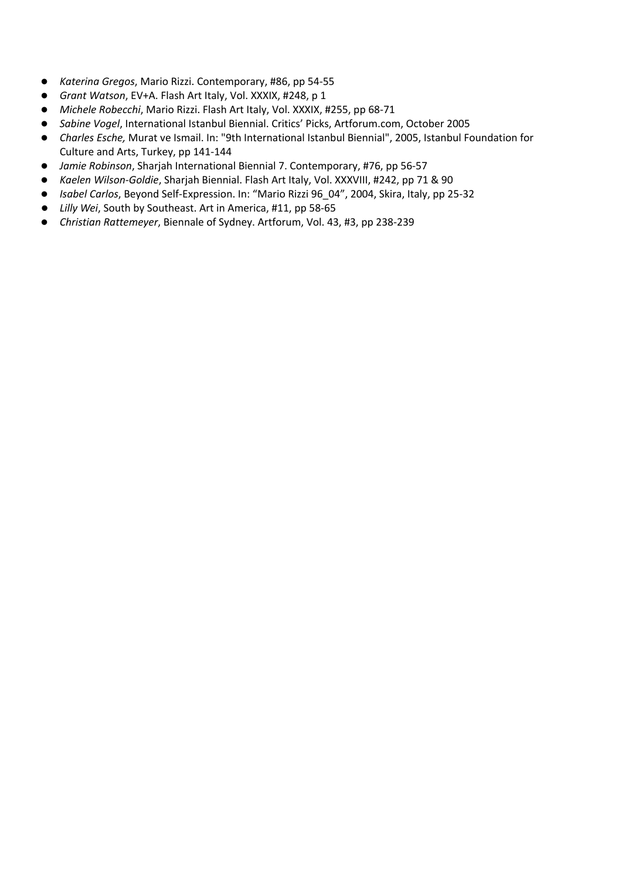- *Katerina Gregos*, Mario Rizzi. Contemporary, #86, pp 54-55
- *Grant Watson*, EV+A. Flash Art Italy, Vol. XXXIX, #248, p 1
- *Michele Robecchi*, Mario Rizzi. Flash Art Italy, Vol. XXXIX, #255, pp 68-71
- *Sabine Vogel*, International Istanbul Biennial. Critics' Picks, Artforum.com, October 2005
- *Charles Esche,* Murat ve Ismail. In: "9th International Istanbul Biennial", 2005, Istanbul Foundation for Culture and Arts, Turkey, pp 141-144
- *Jamie Robinson*, Sharjah International Biennial 7. Contemporary, #76, pp 56-57
- *Kaelen Wilson-Goldie*, Sharjah Biennial. Flash Art Italy, Vol. XXXVIII, #242, pp 71 & 90
- *Isabel Carlos*, Beyond Self-Expression. In: "Mario Rizzi 96_04", 2004, Skira, Italy, pp 25-32
- *Lilly Wei*, South by Southeast. Art in America, #11, pp 58-65
- *Christian Rattemeyer*, Biennale of Sydney. Artforum, Vol. 43, #3, pp 238-239